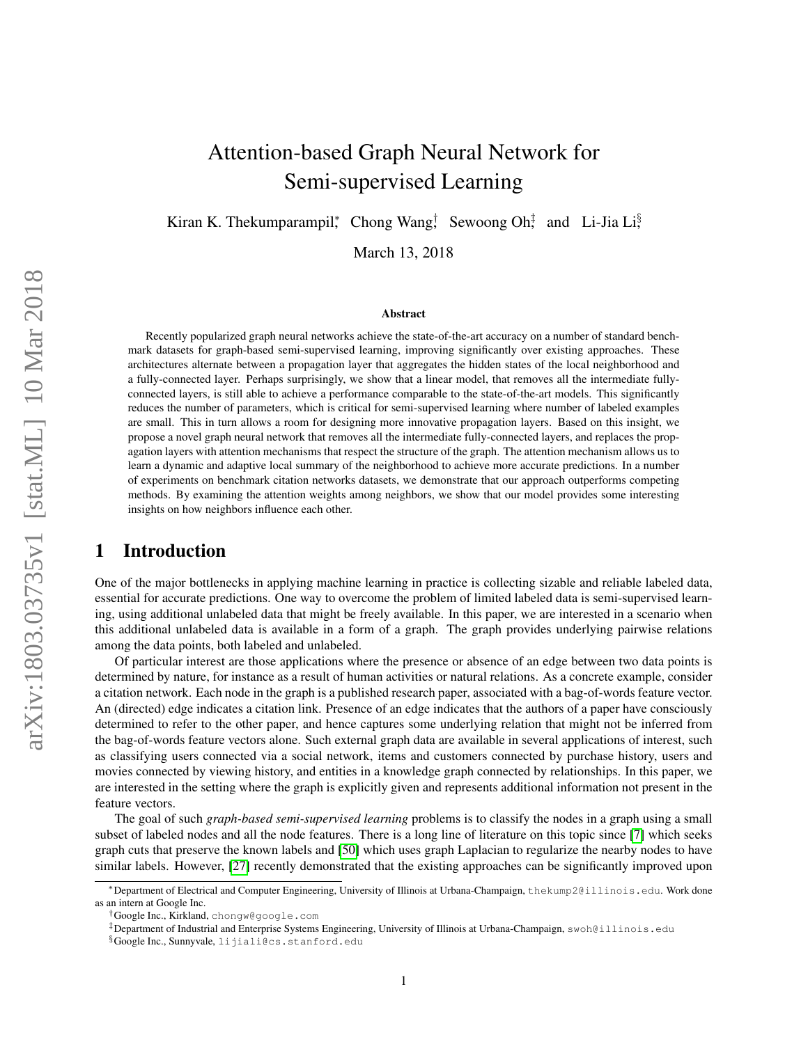# Attention-based Graph Neural Network for Semi-supervised Learning

Kiran K. Thekumparampil[*], Chong Wang[†], Sewoong Oh[‡], and Li-Jia Li[§]

March 13, 2018

### Abstract

Recently popularized graph neural networks achieve the state-of-the-art accuracy on a number of standard benchmark datasets for graph-based semi-supervised learning, improving significantly over existing approaches. These architectures alternate between a propagation layer that aggregates the hidden states of the local neighborhood and a fully-connected layer. Perhaps surprisingly, we show that a linear model, that removes all the intermediate fully-connected layers, is still able to achieve a performance comparable to the state-of-the-art models. This significantly reduces the number of parameters, which is critical for semi-supervised learning where number of labeled examples are small. This in turn allows a room for designing more innovative propagation layers. Based on this insight, we propose a novel graph neural network that removes all the intermediate fully-connected layers, and replaces the propagation layers with attention mechanisms that respect the structure of the graph. The attention mechanism allows us to learn a dynamic and adaptive local summary of the neighborhood to achieve more accurate predictions. In a number of experiments on benchmark citation networks datasets, we demonstrate that our approach outperforms competing methods. By examining the attention weights among neighbors, we show that our model provides some interesting insights on how neighbors influence each other.

## 1 Introduction

One of the major bottlenecks in applying machine learning in practice is collecting sizable and reliable labeled data, essential for accurate predictions. One way to overcome the problem of limited labeled data is semi-supervised learning, using additional unlabeled data that might be freely available. In this paper, we are interested in a scenario when this additional unlabeled data is available in a form of a graph. The graph provides underlying pairwise relations among the data points, both labeled and unlabeled.

Of particular interest are those applications where the presence or absence of an edge between two data points is determined by nature, for instance as a result of human activities or natural relations. As a concrete example, consider a citation network. Each node in the graph is a published research paper, associated with a bag-of-words feature vector. An (directed) edge indicates a citation link. Presence of an edge indicates that the authors of a paper have consciously determined to refer to the other paper, and hence captures some underlying relation that might not be inferred from the bag-of-words feature vectors alone. Such external graph data are available in several applications of interest, such as classifying users connected via a social network, items and customers connected by purchase history, users and movies connected by viewing history, and entities in a knowledge graph connected by relationships. In this paper, we are interested in the setting where the graph is explicitly given and represents additional information not present in the feature vectors.

The goal of such *graph-based semi-supervised learning* problems is to classify the nodes in a graph using a small subset of labeled nodes and all the node features. There is a long line of literature on this topic since [7] which seeks graph cuts that preserve the known labels and [50] which uses graph Laplacian to regularize the nearby nodes to have similar labels. However, [27] recently demonstrated that the existing approaches can be significantly improved upon

[*]Department of Electrical and Computer Engineering, University of Illinois at Urbana-Champaign, thekump2@illinois.edu. Work done as an intern at Google Inc.

[†]Google Inc., Kirkland, chongw@google.com

[‡]Department of Industrial and Enterprise Systems Engineering, University of Illinois at Urbana-Champaign, swoh@illinois.edu

[§]Google Inc., Sunnyvale, lijiali@cs.stanford.edu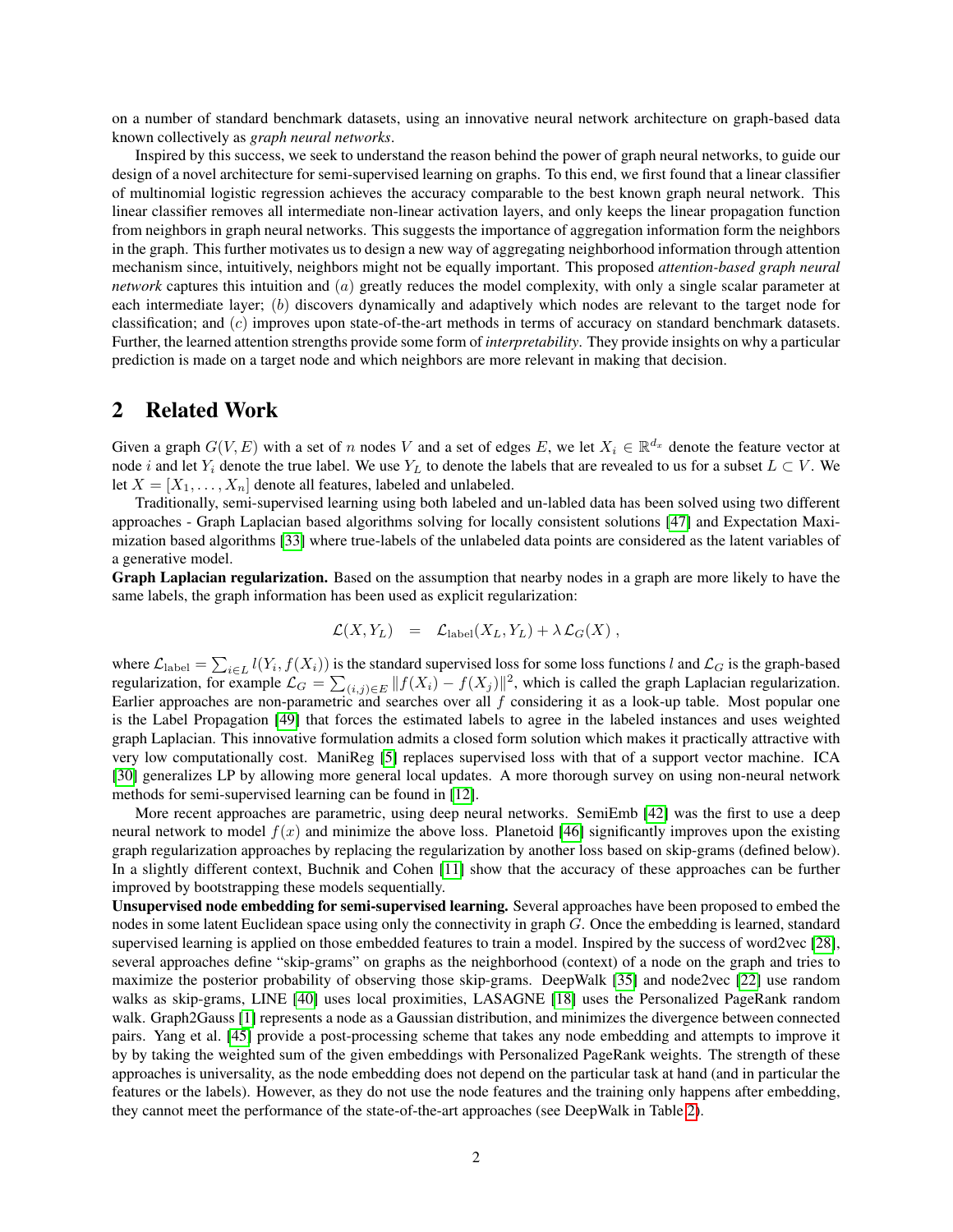on a number of standard benchmark datasets, using an innovative neural network architecture on graph-based data known collectively as *graph neural networks*.

Inspired by this success, we seek to understand the reason behind the power of graph neural networks, to guide our design of a novel architecture for semi-supervised learning on graphs. To this end, we first found that a linear classifier of multinomial logistic regression achieves the accuracy comparable to the best known graph neural network. This linear classifier removes all intermediate non-linear activation layers, and only keeps the linear propagation function from neighbors in graph neural networks. This suggests the importance of aggregation information form the neighbors in the graph. This further motivates us to design a new way of aggregating neighborhood information through attention mechanism since, intuitively, neighbors might not be equally important. This proposed *attention-based graph neural network* captures this intuition and $(a)$ greatly reduces the model complexity, with only a single scalar parameter at each intermediate layer; $(b)$ discovers dynamically and adaptively which nodes are relevant to the target node for classification; and $(c)$ improves upon state-of-the-art methods in terms of accuracy on standard benchmark datasets. Further, the learned attention strengths provide some form of *interpretability*. They provide insights on why a particular prediction is made on a target node and which neighbors are more relevant in making that decision.

## 2 Related Work

Given a graph $G(V, E)$ with a set of $n$ nodes $V$ and a set of edges $E$, we let $X_i \in \mathbb{R}^{d_x}$ denote the feature vector at node $i$ and let $Y_i$ denote the true label. We use $Y_L$ to denote the labels that are revealed to us for a subset $L \subset V$. We let $X = [X_1, \ldots, X_n]$ denote all features, labeled and unlabeled.

Traditionally, semi-supervised learning using both labeled and un-labled data has been solved using two different approaches - Graph Laplacian based algorithms solving for locally consistent solutions [47] and Expectation Maximization based algorithms [33] where true-labels of the unlabeled data points are considered as the latent variables of a generative model.

**Graph Laplacian regularization.** Based on the assumption that nearby nodes in a graph are more likely to have the same labels, the graph information has been used as explicit regularization:

$$\mathcal{L}(X, Y_L) \;\; = \;\; \mathcal{L}_{\rm label}(X_L, Y_L) + \lambda \, \mathcal{L}_G(X) \;,$$

where $\mathcal{L}_{\rm label} = \sum_{i \in L} l(Y_i, f(X_i))$ is the standard supervised loss for some loss functions $l$ and $\mathcal{L}_G$ is the graph-based regularization, for example $\mathcal{L}_G = \sum_{(i,j) \in E} \|f(X_i) - f(X_j)\|^2$, which is called the graph Laplacian regularization. Earlier approaches are non-parametric and searches over all $f$ considering it as a look-up table. Most popular one is the Label Propagation [49] that forces the estimated labels to agree in the labeled instances and uses weighted graph Laplacian. This innovative formulation admits a closed form solution which makes it practically attractive with very low computationally cost. ManiReg [5] replaces supervised loss with that of a support vector machine. ICA [30] generalizes LP by allowing more general local updates. A more thorough survey on using non-neural network methods for semi-supervised learning can be found in [12].

More recent approaches are parametric, using deep neural networks. SemiEmb [42] was the first to use a deep neural network to model $f(x)$ and minimize the above loss. Planetoid [46] significantly improves upon the existing graph regularization approaches by replacing the regularization by another loss based on skip-grams (defined below). In a slightly different context, Buchnik and Cohen [11] show that the accuracy of these approaches can be further improved by bootstrapping these models sequentially.

**Unsupervised node embedding for semi-supervised learning.** Several approaches have been proposed to embed the nodes in some latent Euclidean space using only the connectivity in graph $G$. Once the embedding is learned, standard supervised learning is applied on those embedded features to train a model. Inspired by the success of word2vec [28], several approaches define "skip-grams" on graphs as the neighborhood (context) of a node on the graph and tries to maximize the posterior probability of observing those skip-grams. DeepWalk [35] and node2vec [22] use random walks as skip-grams, LINE [40] uses local proximities, LASAGNE [18] uses the Personalized PageRank random walk. Graph2Gauss [1] represents a node as a Gaussian distribution, and minimizes the divergence between connected pairs. Yang et al. [45] provide a post-processing scheme that takes any node embedding and attempts to improve it by by taking the weighted sum of the given embeddings with Personalized PageRank weights. The strength of these approaches is universality, as the node embedding does not depend on the particular task at hand (and in particular the features or the labels). However, as they do not use the node features and the training only happens after embedding, they cannot meet the performance of the state-of-the-art approaches (see DeepWalk in Table 2).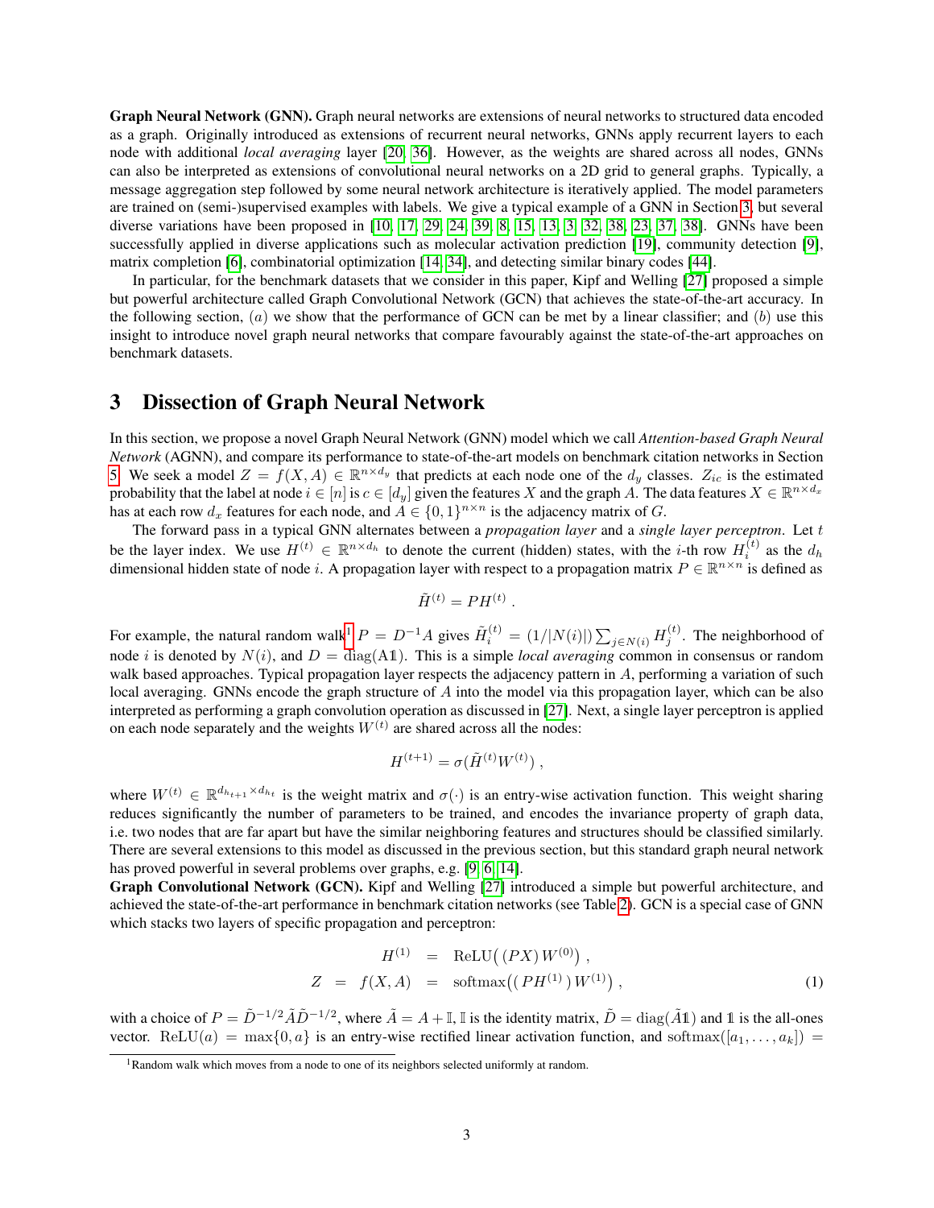**Graph Neural Network (GNN).** Graph neural networks are extensions of neural networks to structured data encoded as a graph. Originally introduced as extensions of recurrent neural networks, GNNs apply recurrent layers to each node with additional *local averaging* layer [20, 36]. However, as the weights are shared across all nodes, GNNs can also be interpreted as extensions of convolutional neural networks on a 2D grid to general graphs. Typically, a message aggregation step followed by some neural network architecture is iteratively applied. The model parameters are trained on (semi-)supervised examples with labels. We give a typical example of a GNN in Section 3, but several diverse variations have been proposed in [10, 17, 29, 24, 39, 8, 15, 13, 3, 32, 38, 23, 37, 38]. GNNs have been successfully applied in diverse applications such as molecular activation prediction [19], community detection [9], matrix completion [6], combinatorial optimization [14, 34], and detecting similar binary codes [44].

In particular, for the benchmark datasets that we consider in this paper, Kipf and Welling [27] proposed a simple but powerful architecture called Graph Convolutional Network (GCN) that achieves the state-of-the-art accuracy. In the following section, $(a)$ we show that the performance of GCN can be met by a linear classifier; and $(b)$ use this insight to introduce novel graph neural networks that compare favourably against the state-of-the-art approaches on benchmark datasets.

# 3 Dissection of Graph Neural Network

In this section, we propose a novel Graph Neural Network (GNN) model which we call *Attention-based Graph Neural Network* (AGNN), and compare its performance to state-of-the-art models on benchmark citation networks in Section 5. We seek a model $Z = f(X, A) \in \mathbb{R}^{n \times d_y}$ that predicts at each node one of the $d_y$ classes. $Z_{ic}$ is the estimated probability that the label at node $i \in [n]$ is $c \in [d_y]$ given the features $X$ and the graph $A$. The data features $X \in \mathbb{R}^{n \times d_x}$ has at each row $d_x$ features for each node, and $A \in \{0,1\}^{n \times n}$ is the adjacency matrix of $G$.

The forward pass in a typical GNN alternates between a *propagation layer* and a *single layer perceptron*. Let $t$ be the layer index. We use $H^{(t)} \in \mathbb{R}^{n \times d_h}$ to denote the current (hidden) states, with the $i$-th row $H_i^{(t)}$ as the $d_h$ dimensional hidden state of node $i$. A propagation layer with respect to a propagation matrix $P \in \mathbb{R}^{n \times n}$ is defined as

$$\tilde{H}^{(t)} = P H^{(t)} \, .$$

For example, the natural random walk[1] $P = D^{-1}A$ gives $\tilde{H}_i^{(t)} = (1/|N(i)|) \sum_{j \in N(i)} H_j^{(t)}$. The neighborhood of node $i$ is denoted by $N(i)$, and $D = \mathrm{diag}(A\mathbb{1})$. This is a simple *local averaging* common in consensus or random walk based approaches. Typical propagation layer respects the adjacency pattern in $A$, performing a variation of such local averaging. GNNs encode the graph structure of $A$ into the model via this propagation layer, which can be also interpreted as performing a graph convolution operation as discussed in [27]. Next, a single layer perceptron is applied on each node separately and the weights $W^{(t)}$ are shared across all the nodes:

$$H^{(t+1)} = \sigma(\tilde{H}^{(t)} W^{(t)}) \, ,$$

where $W^{(t)} \in \mathbb{R}^{d_{h_{t+1}} \times d_{h_t}}$ is the weight matrix and $\sigma(\cdot)$ is an entry-wise activation function. This weight sharing reduces significantly the number of parameters to be trained, and encodes the invariance property of graph data, i.e. two nodes that are far apart but have the similar neighboring features and structures should be classified similarly. There are several extensions to this model as discussed in the previous section, but this standard graph neural network has proved powerful in several problems over graphs, e.g. [9, 6, 14].

**Graph Convolutional Network (GCN).** Kipf and Welling [27] introduced a simple but powerful architecture, and achieved the state-of-the-art performance in benchmark citation networks (see Table 2). GCN is a special case of GNN which stacks two layers of specific propagation and perceptron:

$$\begin{aligned} H^{(1)} &= \mathrm{ReLU}\big( (PX)\, W^{(0)} \big) \, , \\ Z \;=\; f(X, A) &= \mathrm{softmax}\big( (P H^{(1)})\, W^{(1)} \big) \, , \end{aligned} \tag{1}$$

with a choice of $P = \tilde{D}^{-1/2} \tilde{A} \tilde{D}^{-1/2}$, where $\tilde{A} = A + \mathbb{I}$, $\mathbb{I}$ is the identity matrix, $\tilde{D} = \mathrm{diag}(\tilde{A}\mathbb{1})$ and $\mathbb{1}$ is the all-ones vector. $\mathrm{ReLU}(a) = \max\{0, a\}$ is an entry-wise rectified linear activation function, and $\mathrm{softmax}([a_1, \ldots, a_k]) =$

[1] Random walk which moves from a node to one of its neighbors selected uniformly at random.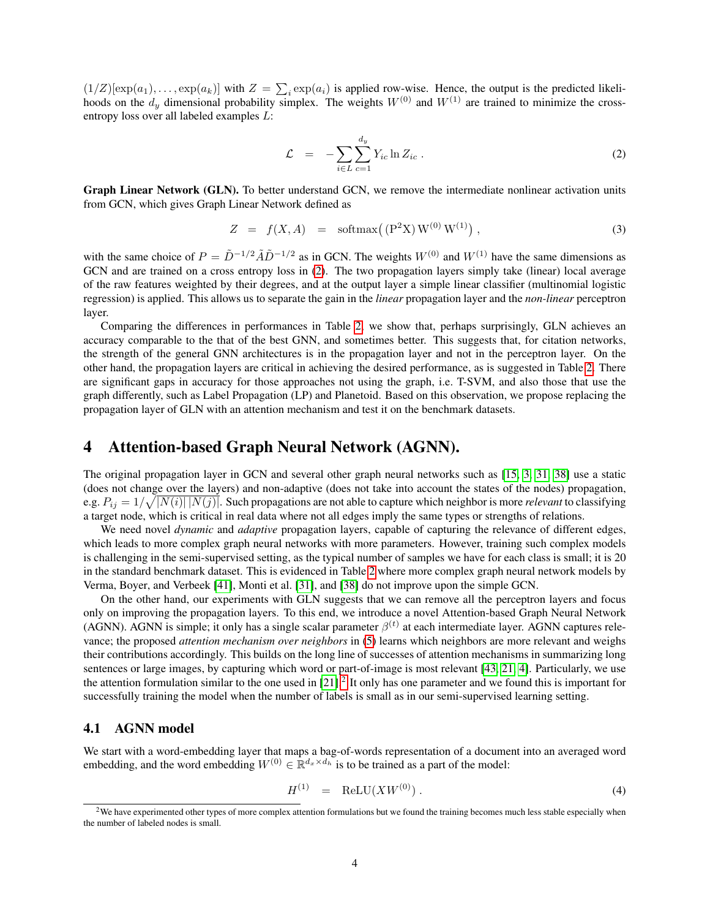$(1/Z)[\exp(a_1), \ldots, \exp(a_k)]$ with $Z = \sum_i \exp(a_i)$ is applied row-wise. Hence, the output is the predicted likelihoods on the $d_y$ dimensional probability simplex. The weights $W^{(0)}$ and $W^{(1)}$ are trained to minimize the cross-entropy loss over all labeled examples $L$:

$$\mathcal{L} \;=\; -\sum_{i \in L} \sum_{c=1}^{d_y} Y_{ic} \ln Z_{ic} \; . \tag{2}$$

**Graph Linear Network (GLN).** To better understand GCN, we remove the intermediate nonlinear activation units from GCN, which gives Graph Linear Network defined as

$$Z \;=\; f(X, A) \;=\; \operatorname{softmax}\big( (\mathrm{P}^2 \mathrm{X})\, \mathrm{W}^{(0)}\, \mathrm{W}^{(1)} \big) \; , \tag{3}$$

with the same choice of $P = \tilde{D}^{-1/2} \tilde{A} \tilde{D}^{-1/2}$ as in GCN. The weights $W^{(0)}$ and $W^{(1)}$ have the same dimensions as GCN and are trained on a cross entropy loss in (2). The two propagation layers simply take (linear) local average of the raw features weighted by their degrees, and at the output layer a simple linear classifier (multinomial logistic regression) is applied. This allows us to separate the gain in the *linear* propagation layer and the *non-linear* perceptron layer.

Comparing the differences in performances in Table 2, we show that, perhaps surprisingly, GLN achieves an accuracy comparable to the that of the best GNN, and sometimes better. This suggests that, for citation networks, the strength of the general GNN architectures is in the propagation layer and not in the perceptron layer. On the other hand, the propagation layers are critical in achieving the desired performance, as is suggested in Table 2. There are significant gaps in accuracy for those approaches not using the graph, i.e. T-SVM, and also those that use the graph differently, such as Label Propagation (LP) and Planetoid. Based on this observation, we propose replacing the propagation layer of GLN with an attention mechanism and test it on the benchmark datasets.

# 4 Attention-based Graph Neural Network (AGNN).

The original propagation layer in GCN and several other graph neural networks such as [15, 3, 31, 38] use a static (does not change over the layers) and non-adaptive (does not take into account the states of the nodes) propagation, e.g. $P_{ij} = 1/\sqrt{|N(i)|\,|N(j)|}$. Such propagations are not able to capture which neighbor is more *relevant* to classifying a target node, which is critical in real data where not all edges imply the same types or strengths of relations.

We need novel *dynamic* and *adaptive* propagation layers, capable of capturing the relevance of different edges, which leads to more complex graph neural networks with more parameters. However, training such complex models is challenging in the semi-supervised setting, as the typical number of samples we have for each class is small; it is 20 in the standard benchmark dataset. This is evidenced in Table 2 where more complex graph neural network models by Verma, Boyer, and Verbeek [41], Monti et al. [31], and [38] do not improve upon the simple GCN.

On the other hand, our experiments with GLN suggests that we can remove all the perceptron layers and focus only on improving the propagation layers. To this end, we introduce a novel Attention-based Graph Neural Network (AGNN). AGNN is simple; it only has a single scalar parameter $\beta^{(t)}$ at each intermediate layer. AGNN captures relevance; the proposed *attention mechanism over neighbors* in (5) learns which neighbors are more relevant and weighs their contributions accordingly. This builds on the long line of successes of attention mechanisms in summarizing long sentences or large images, by capturing which word or part-of-image is most relevant [43, 21, 4]. Particularly, we use the attention formulation similar to the one used in [21].[2] It only has one parameter and we found this is important for successfully training the model when the number of labels is small as in our semi-supervised learning setting.

## 4.1 AGNN model

We start with a word-embedding layer that maps a bag-of-words representation of a document into an averaged word embedding, and the word embedding $W^{(0)} \in \mathbb{R}^{d_x \times d_h}$ is to be trained as a part of the model:

$$H^{(1)} \;=\; \operatorname{ReLU}(X W^{(0)}) \; . \tag{4}$$

[2] We have experimented other types of more complex attention formulations but we found the training becomes much less stable especially when the number of labeled nodes is small.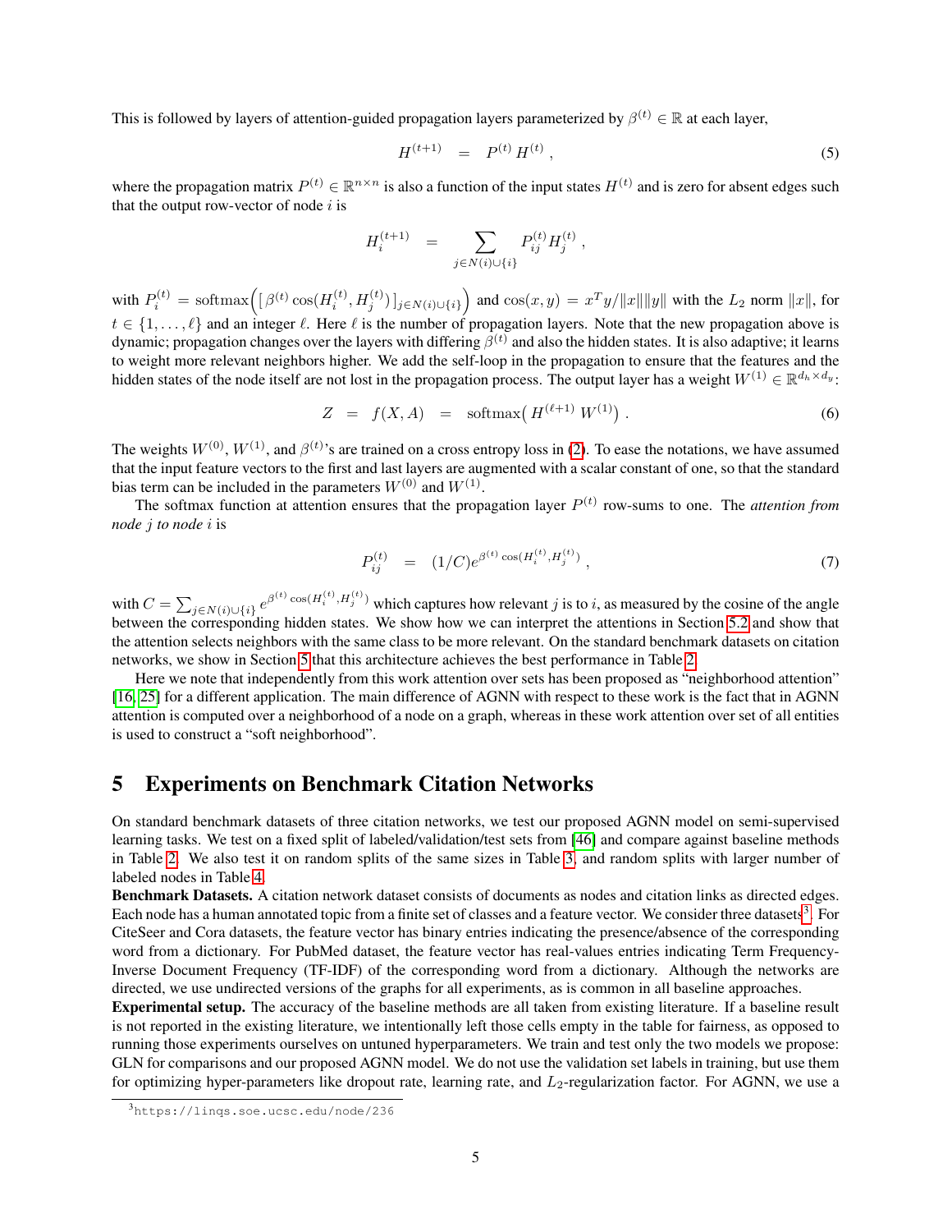This is followed by layers of attention-guided propagation layers parameterized by $\beta^{(t)} \in \mathbb{R}$ at each layer,

$$H^{(t+1)} \;\;=\;\; P^{(t)}\, H^{(t)}\;, \tag{5}$$

where the propagation matrix $P^{(t)} \in \mathbb{R}^{n\times n}$ is also a function of the input states $H^{(t)}$ and is zero for absent edges such that the output row-vector of node $i$ is

$$H_i^{(t+1)} \;\;=\;\; \sum_{j\in N(i)\cup\{i\}} P_{ij}^{(t)} H_j^{(t)}\;,$$

with $P_i^{(t)} = \text{softmax}\Big(\big[\,\beta^{(t)}\cos(H_i^{(t)}, H_j^{(t)})\,\big]_{j\in N(i)\cup\{i\}}\Big)$ and $\cos(x,y) = x^T y/\|x\|\|y\|$ with the $L_2$ norm $\|x\|$, for $t \in \{1,\ldots,\ell\}$ and an integer $\ell$. Here $\ell$ is the number of propagation layers. Note that the new propagation above is dynamic; propagation changes over the layers with differing $\beta^{(t)}$ and also the hidden states. It is also adaptive; it learns to weight more relevant neighbors higher. We add the self-loop in the propagation to ensure that the features and the hidden states of the node itself are not lost in the propagation process. The output layer has a weight $W^{(1)} \in \mathbb{R}^{d_h\times d_y}$:

$$Z \;\;=\;\; f(X,A) \;\;=\;\; \text{softmax}\big(\,H^{(\ell+1)}\,W^{(1)}\big)\;. \tag{6}$$

The weights $W^{(0)}$, $W^{(1)}$, and $\beta^{(t)}$'s are trained on a cross entropy loss in (2). To ease the notations, we have assumed that the input feature vectors to the first and last layers are augmented with a scalar constant of one, so that the standard bias term can be included in the parameters $W^{(0)}$ and $W^{(1)}$.

The softmax function at attention ensures that the propagation layer $P^{(t)}$ row-sums to one. The *attention from node $j$ to node $i$* is

$$P_{ij}^{(t)} \;\;=\;\; (1/C)e^{\beta^{(t)}\cos(H_i^{(t)}, H_j^{(t)})}\;, \tag{7}$$

with $C = \sum_{j\in N(i)\cup\{i\}} e^{\beta^{(t)}\cos(H_i^{(t)}, H_j^{(t)})}$ which captures how relevant $j$ is to $i$, as measured by the cosine of the angle between the corresponding hidden states. We show how we can interpret the attentions in Section 5.2 and show that the attention selects neighbors with the same class to be more relevant. On the standard benchmark datasets on citation networks, we show in Section 5 that this architecture achieves the best performance in Table 2.

Here we note that independently from this work attention over sets has been proposed as "neighborhood attention" [16, 25] for a different application. The main difference of AGNN with respect to these work is the fact that in AGNN attention is computed over a neighborhood of a node on a graph, whereas in these work attention over set of all entities is used to construct a "soft neighborhood".

# 5 Experiments on Benchmark Citation Networks

On standard benchmark datasets of three citation networks, we test our proposed AGNN model on semi-supervised learning tasks. We test on a fixed split of labeled/validation/test sets from [46] and compare against baseline methods in Table 2. We also test it on random splits of the same sizes in Table 3, and random splits with larger number of labeled nodes in Table 4.

**Benchmark Datasets.** A citation network dataset consists of documents as nodes and citation links as directed edges. Each node has a human annotated topic from a finite set of classes and a feature vector. We consider three datasets[3]. For CiteSeer and Cora datasets, the feature vector has binary entries indicating the presence/absence of the corresponding word from a dictionary. For PubMed dataset, the feature vector has real-values entries indicating Term Frequency-Inverse Document Frequency (TF-IDF) of the corresponding word from a dictionary. Although the networks are directed, we use undirected versions of the graphs for all experiments, as is common in all baseline approaches.

**Experimental setup.** The accuracy of the baseline methods are all taken from existing literature. If a baseline result is not reported in the existing literature, we intentionally left those cells empty in the table for fairness, as opposed to running those experiments ourselves on untuned hyperparameters. We train and test only the two models we propose: GLN for comparisons and our proposed AGNN model. We do not use the validation set labels in training, but use them for optimizing hyper-parameters like dropout rate, learning rate, and $L_2$-regularization factor. For AGNN, we use a

[3] https://linqs.soe.ucsc.edu/node/236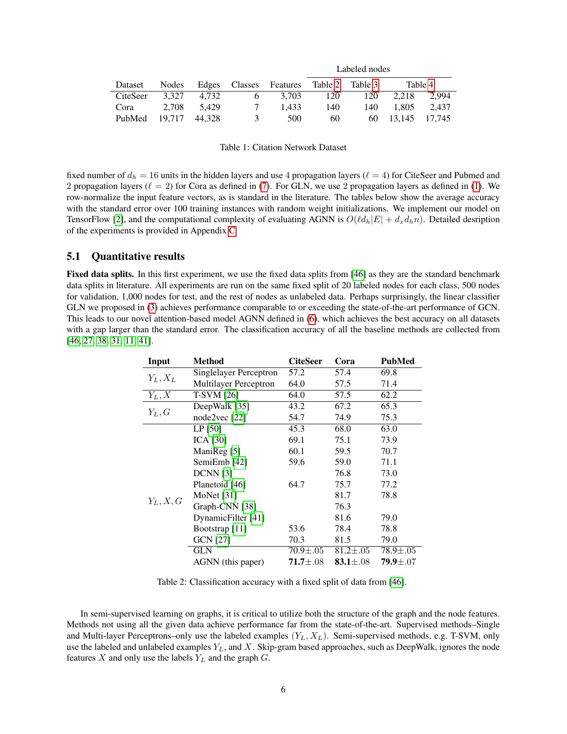| Dataset | Nodes | Edges | Classes | Features | Labeled nodes | | | |
|---|---|---|---|---|---|---|---|---|
| | | | | | Table 2 | Table 3 | Table 4 | |
| CiteSeer | 3,327 | 4,732 | 6 | 3,703 | 120 | 120 | 2,218 | 2,994 |
| Cora | 2,708 | 5,429 | 7 | 1,433 | 140 | 140 | 1,805 | 2,437 |
| PubMed | 19,717 | 44,328 | 3 | 500 | 60 | 60 | 13,145 | 17,745 |

Table 1: Citation Network Dataset

fixed number of $d_h = 16$ units in the hidden layers and use 4 propagation layers ($\ell = 4$) for CiteSeer and Pubmed and 2 propagation layers ($\ell = 2$) for Cora as defined in (7). For GLN, we use 2 propagation layers as defined in (1). We row-normalize the input feature vectors, as is standard in the literature. The tables below show the average accuracy with the standard error over 100 training instances with random weight initializations. We implement our model on TensorFlow [2], and the computational complexity of evaluating AGNN is $O(\ell d_h |E| + d_x d_h n)$. Detailed desription of the experiments is provided in Appendix C.

## 5.1 Quantitative results

**Fixed data splits.** In this first experiment, we use the fixed data splits from [46] as they are the standard benchmark data splits in literature. All experiments are run on the same fixed split of 20 labeled nodes for each class, 500 nodes for validation, 1,000 nodes for test, and the rest of nodes as unlabeled data. Perhaps surprisingly, the linear classifier GLN we proposed in (3) achieves performance comparable to or exceeding the state-of-the-art performance of GCN. This leads to our novel attention-based model AGNN defined in (6), which achieves the best accuracy on all datasets with a gap larger than the standard error. The classification accuracy of all the baseline methods are collected from [46, 27, 38, 31, 11, 41].

| Input | Method | CiteSeer | Cora | PubMed |
|---|---|---|---|---|
| $Y_L, X_L$ | Singlelayer Perceptron | 57.2 | 57.4 | 69.8 |
| | Multilayer Perceptron | 64.0 | 57.5 | 71.4 |
| $Y_L, X$ | T-SVM [26] | 64.0 | 57.5 | 62.2 |
| $Y_L, G$ | DeepWalk [35] | 43.2 | 67.2 | 65.3 |
| | node2vec [22] | 54.7 | 74.9 | 75.3 |
| $Y_L, X, G$ | LP [50] | 45.3 | 68.0 | 63.0 |
| | ICA [30] | 69.1 | 75.1 | 73.9 |
| | ManiReg [5] | 60.1 | 59.5 | 70.7 |
| | SemiEmb [42] | 59.6 | 59.0 | 71.1 |
| | DCNN [3] | | 76.8 | 73.0 |
| | Planetoid [46] | 64.7 | 75.7 | 77.2 |
| | MoNet [31] | | 81.7 | 78.8 |
| | Graph-CNN [38] | | 76.3 | |
| | DynamicFilter [41] | | 81.6 | 79.0 |
| | Bootstrap [11] | 53.6 | 78.4 | 78.8 |
| | GCN [27] | 70.3 | 81.5 | 79.0 |
| | GLN | 70.9±.05 | 81.2±.05 | 78.9±.05 |
| | AGNN (this paper) | **71.7**±.08 | **83.1**±.08 | **79.9**±.07 |

Table 2: Classification accuracy with a fixed split of data from [46].

In semi-supervised learning on graphs, it is critical to utilize both the structure of the graph and the node features. Methods not using all the given data achieve performance far from the state-of-the-art. Supervised methods–Single and Multi-layer Perceptrons–only use the labeled examples $(Y_L, X_L)$. Semi-supervised methods, e.g. T-SVM, only use the labeled and unlabeled examples $Y_L$, and $X$. Skip-gram based approaches, such as DeepWalk, ignores the node features $X$ and only use the labels $Y_L$ and the graph $G$.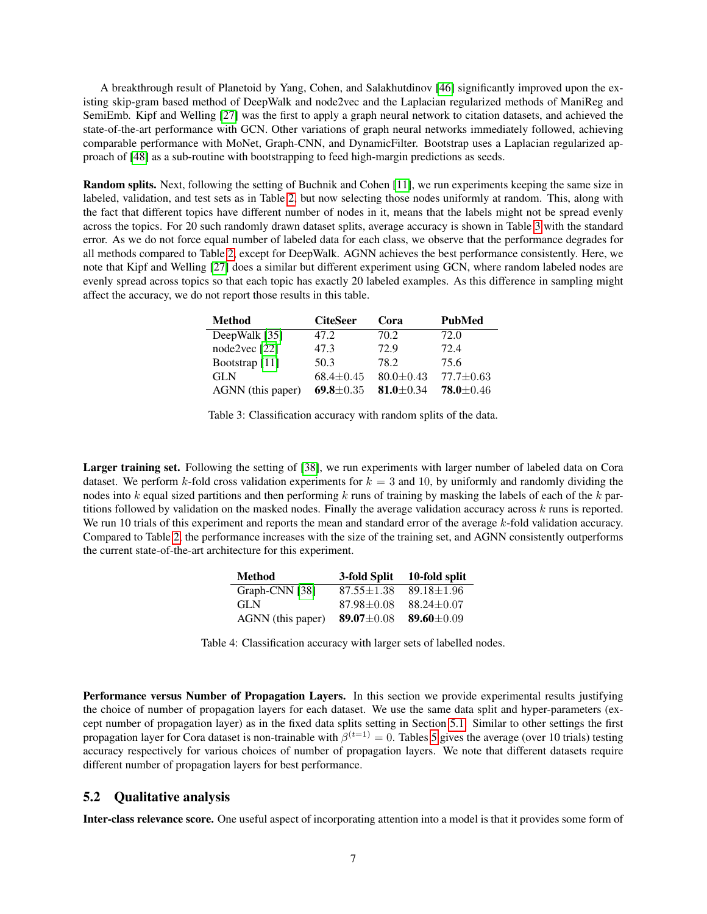A breakthrough result of Planetoid by Yang, Cohen, and Salakhutdinov [46] significantly improved upon the existing skip-gram based method of DeepWalk and node2vec and the Laplacian regularized methods of ManiReg and SemiEmb. Kipf and Welling [27] was the first to apply a graph neural network to citation datasets, and achieved the state-of-the-art performance with GCN. Other variations of graph neural networks immediately followed, achieving comparable performance with MoNet, Graph-CNN, and DynamicFilter. Bootstrap uses a Laplacian regularized approach of [48] as a sub-routine with bootstrapping to feed high-margin predictions as seeds.

**Random splits.** Next, following the setting of Buchnik and Cohen [11], we run experiments keeping the same size in labeled, validation, and test sets as in Table 2, but now selecting those nodes uniformly at random. This, along with the fact that different topics have different number of nodes in it, means that the labels might not be spread evenly across the topics. For 20 such randomly drawn dataset splits, average accuracy is shown in Table 3 with the standard error. As we do not force equal number of labeled data for each class, we observe that the performance degrades for all methods compared to Table 2, except for DeepWalk. AGNN achieves the best performance consistently. Here, we note that Kipf and Welling [27] does a similar but different experiment using GCN, where random labeled nodes are evenly spread across topics so that each topic has exactly 20 labeled examples. As this difference in sampling might affect the accuracy, we do not report those results in this table.

| Method | CiteSeer | Cora | PubMed |
|---|---|---|---|
| DeepWalk [35] | 47.2 | 70.2 | 72.0 |
| node2vec [22] | 47.3 | 72.9 | 72.4 |
| Bootstrap [11] | 50.3 | 78.2 | 75.6 |
| GLN | 68.4±0.45 | 80.0±0.43 | 77.7±0.63 |
| AGNN (this paper) | **69.8**±0.35 | **81.0**±0.34 | **78.0**±0.46 |

Table 3: Classification accuracy with random splits of the data.

**Larger training set.** Following the setting of [38], we run experiments with larger number of labeled data on Cora dataset. We perform $k$-fold cross validation experiments for $k = 3$ and 10, by uniformly and randomly dividing the nodes into $k$ equal sized partitions and then performing $k$ runs of training by masking the labels of each of the $k$ partitions followed by validation on the masked nodes. Finally the average validation accuracy across $k$ runs is reported. We run 10 trials of this experiment and reports the mean and standard error of the average $k$-fold validation accuracy. Compared to Table 2, the performance increases with the size of the training set, and AGNN consistently outperforms the current state-of-the-art architecture for this experiment.

| Method | 3-fold Split | 10-fold split |
|---|---|---|
| Graph-CNN [38] | 87.55±1.38 | 89.18±1.96 |
| GLN | 87.98±0.08 | 88.24±0.07 |
| AGNN (this paper) | **89.07**±0.08 | **89.60**±0.09 |

Table 4: Classification accuracy with larger sets of labelled nodes.

**Performance versus Number of Propagation Layers.** In this section we provide experimental results justifying the choice of number of propagation layers for each dataset. We use the same data split and hyper-parameters (except number of propagation layer) as in the fixed data splits setting in Section 5.1. Similar to other settings the first propagation layer for Cora dataset is non-trainable with $\beta^{(t=1)} = 0$. Tables 5 gives the average (over 10 trials) testing accuracy respectively for various choices of number of propagation layers. We note that different datasets require different number of propagation layers for best performance.

## 5.2 Qualitative analysis

**Inter-class relevance score.** One useful aspect of incorporating attention into a model is that it provides some form of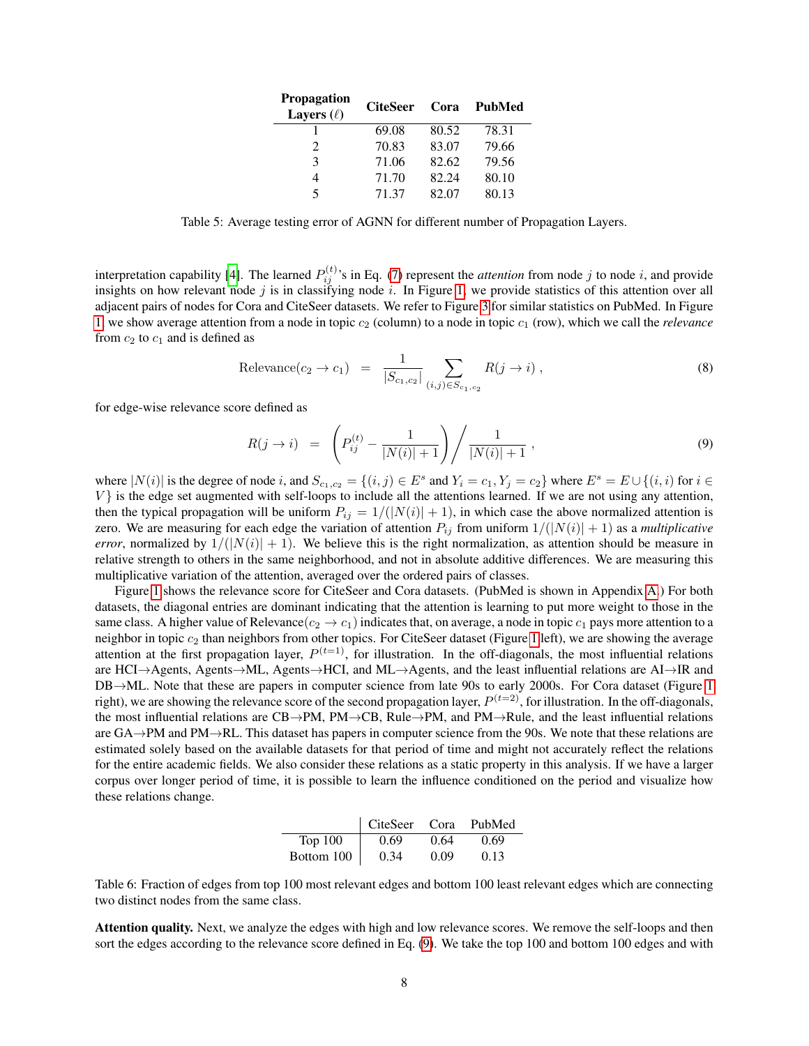| Propagation Layers ($\ell$) | CiteSeer | Cora | PubMed |
|---|---|---|---|
| 1 | 69.08 | 80.52 | 78.31 |
| 2 | 70.83 | 83.07 | 79.66 |
| 3 | 71.06 | 82.62 | 79.56 |
| 4 | 71.70 | 82.24 | 80.10 |
| 5 | 71.37 | 82.07 | 80.13 |

Table 5: Average testing error of AGNN for different number of Propagation Layers.

interpretation capability [4]. The learned $P_{ij}^{(t)}$'s in Eq. (7) represent the *attention* from node $j$ to node $i$, and provide insights on how relevant node $j$ is in classifying node $i$. In Figure 1, we provide statistics of this attention over all adjacent pairs of nodes for Cora and CiteSeer datasets. We refer to Figure 3 for similar statistics on PubMed. In Figure 1, we show average attention from a node in topic $c_2$ (column) to a node in topic $c_1$ (row), which we call the *relevance* from $c_2$ to $c_1$ and is defined as

$$\text{Relevance}(c_2 \to c_1) \quad = \quad \frac{1}{|S_{c_1,c_2}|} \sum_{(i,j) \in S_{c_1,c_2}} R(j \to i) \,, \tag{8}$$

for edge-wise relevance score defined as

$$R(j \to i) \quad = \quad \left( P_{ij}^{(t)} - \frac{1}{|N(i)|+1} \right) \Bigg/ \frac{1}{|N(i)|+1} \,, \tag{9}$$

where $|N(i)|$ is the degree of node $i$, and $S_{c_1,c_2} = \{(i,j) \in E^s \text{ and } Y_i = c_1, Y_j = c_2\}$ where $E^s = E \cup \{(i,i) \text{ for } i \in V\}$ is the edge set augmented with self-loops to include all the attentions learned. If we are not using any attention, then the typical propagation will be uniform $P_{ij} = 1/(|N(i)|+1)$, in which case the above normalized attention is zero. We are measuring for each edge the variation of attention $P_{ij}$ from uniform $1/(|N(i)|+1)$ as a *multiplicative error*, normalized by $1/(|N(i)|+1)$. We believe this is the right normalization, as attention should be measure in relative strength to others in the same neighborhood, and not in absolute additive differences. We are measuring this multiplicative variation of the attention, averaged over the ordered pairs of classes.

Figure 1 shows the relevance score for CiteSeer and Cora datasets. (PubMed is shown in Appendix A.) For both datasets, the diagonal entries are dominant indicating that the attention is learning to put more weight to those in the same class. A higher value of Relevance$(c_2 \to c_1)$ indicates that, on average, a node in topic $c_1$ pays more attention to a neighbor in topic $c_2$ than neighbors from other topics. For CiteSeer dataset (Figure 1 left), we are showing the average attention at the first propagation layer, $P^{(t=1)}$, for illustration. In the off-diagonals, the most influential relations are HCI→Agents, Agents→ML, Agents→HCI, and ML→Agents, and the least influential relations are AI→IR and DB→ML. Note that these are papers in computer science from late 90s to early 2000s. For Cora dataset (Figure 1 right), we are showing the relevance score of the second propagation layer, $P^{(t=2)}$, for illustration. In the off-diagonals, the most influential relations are CB→PM, PM→CB, Rule→PM, and PM→Rule, and the least influential relations are GA→PM and PM→RL. This dataset has papers in computer science from the 90s. We note that these relations are estimated solely based on the available datasets for that period of time and might not accurately reflect the relations for the entire academic fields. We also consider these relations as a static property in this analysis. If we have a larger corpus over longer period of time, it is possible to learn the influence conditioned on the period and visualize how these relations change.

| | CiteSeer | Cora | PubMed |
|---|---|---|---|
| Top 100 | 0.69 | 0.64 | 0.69 |
| Bottom 100 | 0.34 | 0.09 | 0.13 |

Table 6: Fraction of edges from top 100 most relevant edges and bottom 100 least relevant edges which are connecting two distinct nodes from the same class.

**Attention quality.** Next, we analyze the edges with high and low relevance scores. We remove the self-loops and then sort the edges according to the relevance score defined in Eq. (9). We take the top 100 and bottom 100 edges and with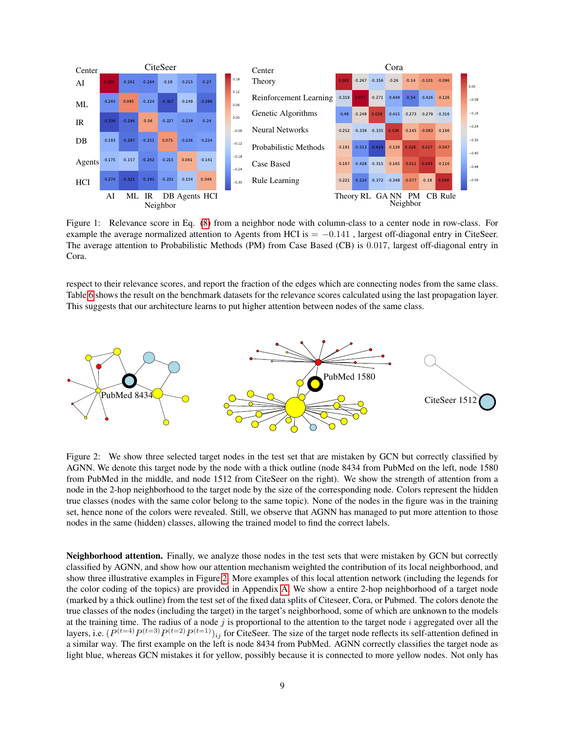Figure 1: Relevance score in Eq. (8) from a neighbor node with column-class to a center node in row-class. For example the average normalized attention to Agents from HCI is $= -0.141$ , largest off-diagonal entry in CiteSeer. The average attention to Probabilistic Methods (PM) from Case Based (CB) is 0.017, largest off-diagonal entry in Cora.

respect to their relevance scores, and report the fraction of the edges which are connecting nodes from the same class. Table 6 shows the result on the benchmark datasets for the relevance scores calculated using the last propagation layer. This suggests that our architecture learns to put higher attention between nodes of the same class.

Figure 2: We show three selected target nodes in the test set that are mistaken by GCN but correctly classified by AGNN. We denote this target node by the node with a thick outline (node 8434 from PubMed on the left, node 1580 from PubMed in the middle, and node 1512 from CiteSeer on the right). We show the strength of attention from a node in the 2-hop neighborhood to the target node by the size of the corresponding node. Colors represent the hidden true classes (nodes with the same color belong to the same topic). None of the nodes in the figure was in the training set, hence none of the colors were revealed. Still, we observe that AGNN has managed to put more attention to those nodes in the same (hidden) classes, allowing the trained model to find the correct labels.

**Neighborhood attention.** Finally, we analyze those nodes in the test sets that were mistaken by GCN but correctly classified by AGNN, and show how our attention mechanism weighted the contribution of its local neighborhood, and show three illustrative examples in Figure 2. More examples of this local attention network (including the legends for the color coding of the topics) are provided in Appendix A. We show a entire 2-hop neighborhood of a target node (marked by a thick outline) from the test set of the fixed data splits of Citeseer, Cora, or Pubmed. The colors denote the true classes of the nodes (including the target) in the target's neighborhood, some of which are unknown to the models at the training time. The radius of a node $j$ is proportional to the attention to the target node $i$ aggregated over all the layers, i.e. $(P^{(t=4)}P^{(t=3)}P^{(t=2)}P^{(t=1)})_{ij}$ for CiteSeer. The size of the target node reflects its self-attention defined in a similar way. The first example on the left is node 8434 from PubMed. AGNN correctly classifies the target node as light blue, whereas GCN mistakes it for yellow, possibly because it is connected to more yellow nodes. Not only has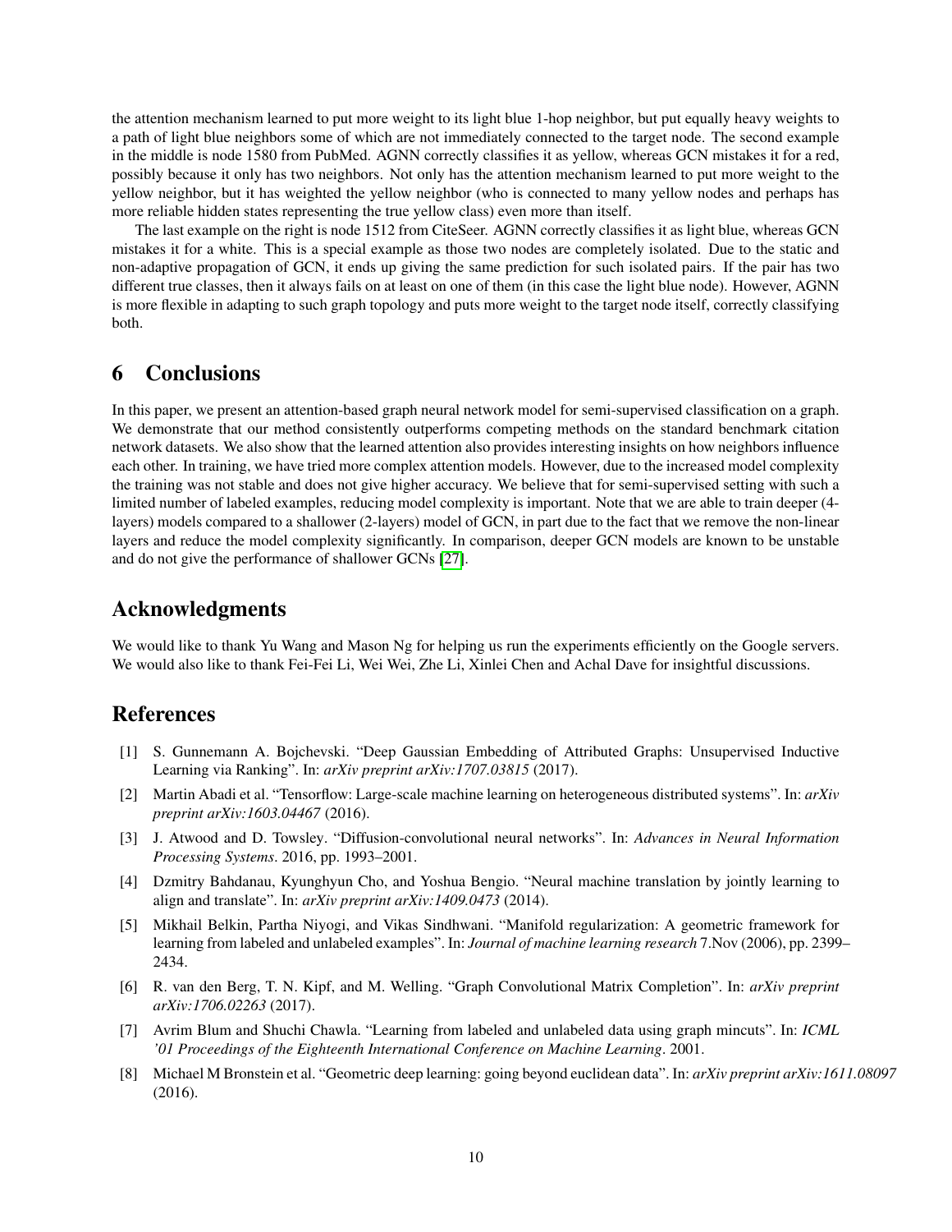the attention mechanism learned to put more weight to its light blue 1-hop neighbor, but put equally heavy weights to a path of light blue neighbors some of which are not immediately connected to the target node. The second example in the middle is node 1580 from PubMed. AGNN correctly classifies it as yellow, whereas GCN mistakes it for a red, possibly because it only has two neighbors. Not only has the attention mechanism learned to put more weight to the yellow neighbor, but it has weighted the yellow neighbor (who is connected to many yellow nodes and perhaps has more reliable hidden states representing the true yellow class) even more than itself.

The last example on the right is node 1512 from CiteSeer. AGNN correctly classifies it as light blue, whereas GCN mistakes it for a white. This is a special example as those two nodes are completely isolated. Due to the static and non-adaptive propagation of GCN, it ends up giving the same prediction for such isolated pairs. If the pair has two different true classes, then it always fails on at least on one of them (in this case the light blue node). However, AGNN is more flexible in adapting to such graph topology and puts more weight to the target node itself, correctly classifying both.

## 6 Conclusions

In this paper, we present an attention-based graph neural network model for semi-supervised classification on a graph. We demonstrate that our method consistently outperforms competing methods on the standard benchmark citation network datasets. We also show that the learned attention also provides interesting insights on how neighbors influence each other. In training, we have tried more complex attention models. However, due to the increased model complexity the training was not stable and does not give higher accuracy. We believe that for semi-supervised setting with such a limited number of labeled examples, reducing model complexity is important. Note that we are able to train deeper (4-layers) models compared to a shallower (2-layers) model of GCN, in part due to the fact that we remove the non-linear layers and reduce the model complexity significantly. In comparison, deeper GCN models are known to be unstable and do not give the performance of shallower GCNs [27].

## Acknowledgments

We would like to thank Yu Wang and Mason Ng for helping us run the experiments efficiently on the Google servers. We would also like to thank Fei-Fei Li, Wei Wei, Zhe Li, Xinlei Chen and Achal Dave for insightful discussions.

## References

[1] S. Gunnemann A. Bojchevski. “Deep Gaussian Embedding of Attributed Graphs: Unsupervised Inductive Learning via Ranking”. In: *arXiv preprint arXiv:1707.03815* (2017).

[2] Martin Abadi et al. “Tensorflow: Large-scale machine learning on heterogeneous distributed systems”. In: *arXiv preprint arXiv:1603.04467* (2016).

[3] J. Atwood and D. Towsley. “Diffusion-convolutional neural networks”. In: *Advances in Neural Information Processing Systems*. 2016, pp. 1993–2001.

[4] Dzmitry Bahdanau, Kyunghyun Cho, and Yoshua Bengio. “Neural machine translation by jointly learning to align and translate”. In: *arXiv preprint arXiv:1409.0473* (2014).

[5] Mikhail Belkin, Partha Niyogi, and Vikas Sindhwani. “Manifold regularization: A geometric framework for learning from labeled and unlabeled examples”. In: *Journal of machine learning research* 7.Nov (2006), pp. 2399–2434.

[6] R. van den Berg, T. N. Kipf, and M. Welling. “Graph Convolutional Matrix Completion”. In: *arXiv preprint arXiv:1706.02263* (2017).

[7] Avrim Blum and Shuchi Chawla. “Learning from labeled and unlabeled data using graph mincuts”. In: *ICML '01 Proceedings of the Eighteenth International Conference on Machine Learning*. 2001.

[8] Michael M Bronstein et al. “Geometric deep learning: going beyond euclidean data”. In: *arXiv preprint arXiv:1611.08097* (2016).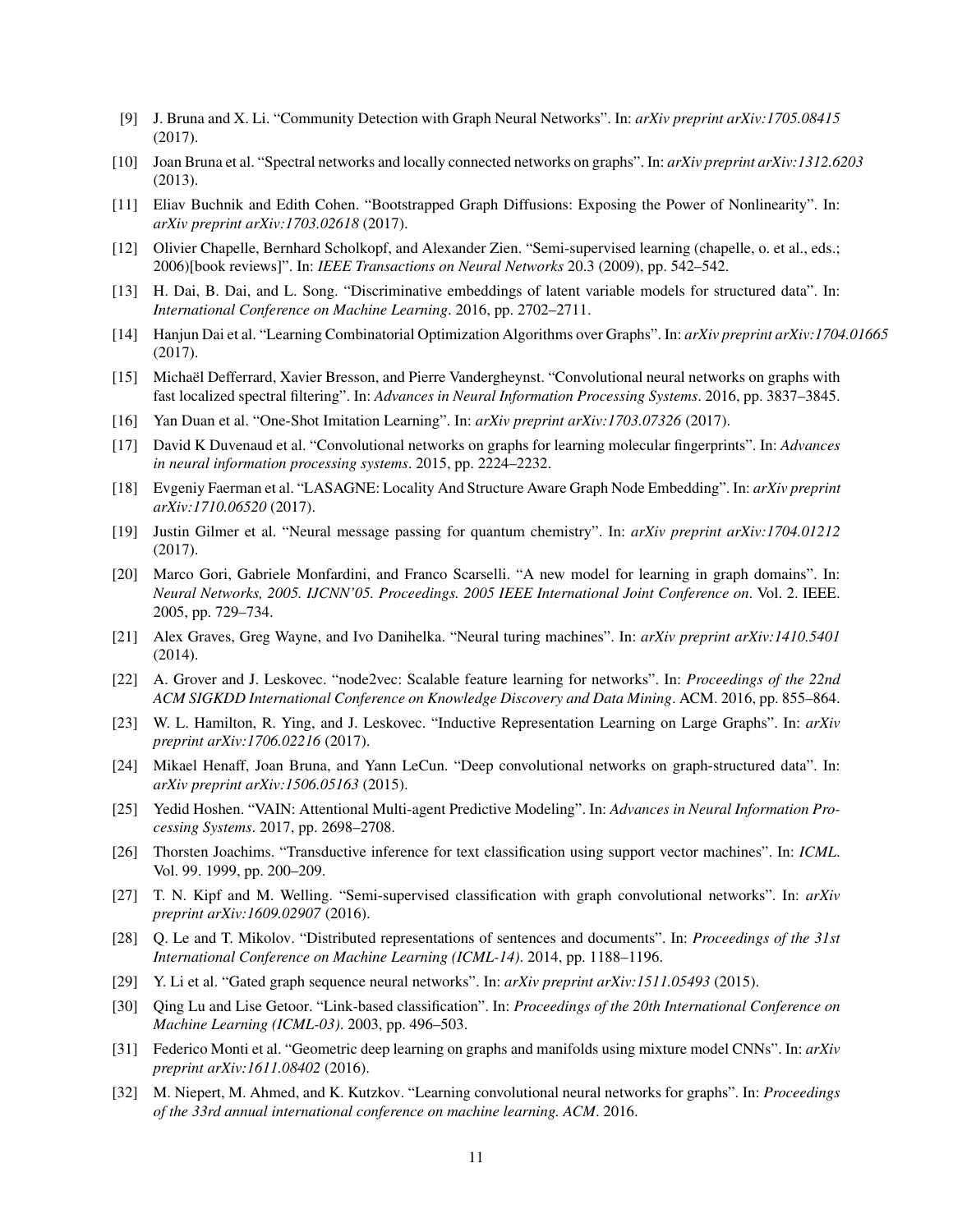[9] J. Bruna and X. Li. "Community Detection with Graph Neural Networks". In: *arXiv preprint arXiv:1705.08415* (2017).

[10] Joan Bruna et al. "Spectral networks and locally connected networks on graphs". In: *arXiv preprint arXiv:1312.6203* (2013).

[11] Eliav Buchnik and Edith Cohen. "Bootstrapped Graph Diffusions: Exposing the Power of Nonlinearity". In: *arXiv preprint arXiv:1703.02618* (2017).

[12] Olivier Chapelle, Bernhard Scholkopf, and Alexander Zien. "Semi-supervised learning (chapelle, o. et al., eds.; 2006)[book reviews]". In: *IEEE Transactions on Neural Networks* 20.3 (2009), pp. 542–542.

[13] H. Dai, B. Dai, and L. Song. "Discriminative embeddings of latent variable models for structured data". In: *International Conference on Machine Learning*. 2016, pp. 2702–2711.

[14] Hanjun Dai et al. "Learning Combinatorial Optimization Algorithms over Graphs". In: *arXiv preprint arXiv:1704.01665* (2017).

[15] Michaël Defferrard, Xavier Bresson, and Pierre Vandergheynst. "Convolutional neural networks on graphs with fast localized spectral filtering". In: *Advances in Neural Information Processing Systems*. 2016, pp. 3837–3845.

[16] Yan Duan et al. "One-Shot Imitation Learning". In: *arXiv preprint arXiv:1703.07326* (2017).

[17] David K Duvenaud et al. "Convolutional networks on graphs for learning molecular fingerprints". In: *Advances in neural information processing systems*. 2015, pp. 2224–2232.

[18] Evgeniy Faerman et al. "LASAGNE: Locality And Structure Aware Graph Node Embedding". In: *arXiv preprint arXiv:1710.06520* (2017).

[19] Justin Gilmer et al. "Neural message passing for quantum chemistry". In: *arXiv preprint arXiv:1704.01212* (2017).

[20] Marco Gori, Gabriele Monfardini, and Franco Scarselli. "A new model for learning in graph domains". In: *Neural Networks, 2005. IJCNN'05. Proceedings. 2005 IEEE International Joint Conference on*. Vol. 2. IEEE. 2005, pp. 729–734.

[21] Alex Graves, Greg Wayne, and Ivo Danihelka. "Neural turing machines". In: *arXiv preprint arXiv:1410.5401* (2014).

[22] A. Grover and J. Leskovec. "node2vec: Scalable feature learning for networks". In: *Proceedings of the 22nd ACM SIGKDD International Conference on Knowledge Discovery and Data Mining*. ACM. 2016, pp. 855–864.

[23] W. L. Hamilton, R. Ying, and J. Leskovec. "Inductive Representation Learning on Large Graphs". In: *arXiv preprint arXiv:1706.02216* (2017).

[24] Mikael Henaff, Joan Bruna, and Yann LeCun. "Deep convolutional networks on graph-structured data". In: *arXiv preprint arXiv:1506.05163* (2015).

[25] Yedid Hoshen. "VAIN: Attentional Multi-agent Predictive Modeling". In: *Advances in Neural Information Processing Systems*. 2017, pp. 2698–2708.

[26] Thorsten Joachims. "Transductive inference for text classification using support vector machines". In: *ICML*. Vol. 99. 1999, pp. 200–209.

[27] T. N. Kipf and M. Welling. "Semi-supervised classification with graph convolutional networks". In: *arXiv preprint arXiv:1609.02907* (2016).

[28] Q. Le and T. Mikolov. "Distributed representations of sentences and documents". In: *Proceedings of the 31st International Conference on Machine Learning (ICML-14)*. 2014, pp. 1188–1196.

[29] Y. Li et al. "Gated graph sequence neural networks". In: *arXiv preprint arXiv:1511.05493* (2015).

[30] Qing Lu and Lise Getoor. "Link-based classification". In: *Proceedings of the 20th International Conference on Machine Learning (ICML-03)*. 2003, pp. 496–503.

[31] Federico Monti et al. "Geometric deep learning on graphs and manifolds using mixture model CNNs". In: *arXiv preprint arXiv:1611.08402* (2016).

[32] M. Niepert, M. Ahmed, and K. Kutzkov. "Learning convolutional neural networks for graphs". In: *Proceedings of the 33rd annual international conference on machine learning. ACM*. 2016.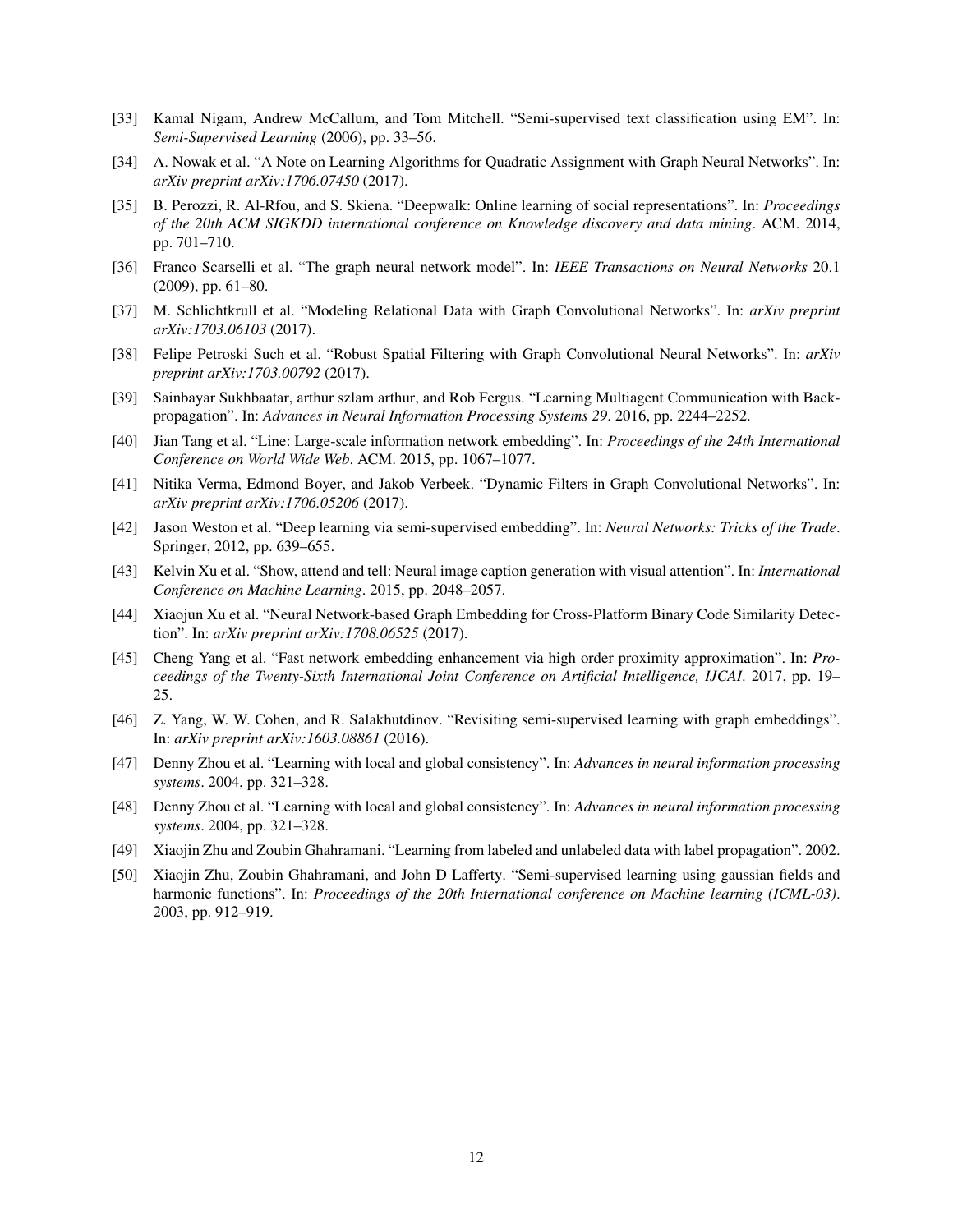- [33] Kamal Nigam, Andrew McCallum, and Tom Mitchell. "Semi-supervised text classification using EM". In: *Semi-Supervised Learning* (2006), pp. 33–56.
- [34] A. Nowak et al. "A Note on Learning Algorithms for Quadratic Assignment with Graph Neural Networks". In: *arXiv preprint arXiv:1706.07450* (2017).
- [35] B. Perozzi, R. Al-Rfou, and S. Skiena. "Deepwalk: Online learning of social representations". In: *Proceedings of the 20th ACM SIGKDD international conference on Knowledge discovery and data mining*. ACM. 2014, pp. 701–710.
- [36] Franco Scarselli et al. "The graph neural network model". In: *IEEE Transactions on Neural Networks* 20.1 (2009), pp. 61–80.
- [37] M. Schlichtkrull et al. "Modeling Relational Data with Graph Convolutional Networks". In: *arXiv preprint arXiv:1703.06103* (2017).
- [38] Felipe Petroski Such et al. "Robust Spatial Filtering with Graph Convolutional Neural Networks". In: *arXiv preprint arXiv:1703.00792* (2017).
- [39] Sainbayar Sukhbaatar, arthur szlam arthur, and Rob Fergus. "Learning Multiagent Communication with Backpropagation". In: *Advances in Neural Information Processing Systems 29*. 2016, pp. 2244–2252.
- [40] Jian Tang et al. "Line: Large-scale information network embedding". In: *Proceedings of the 24th International Conference on World Wide Web*. ACM. 2015, pp. 1067–1077.
- [41] Nitika Verma, Edmond Boyer, and Jakob Verbeek. "Dynamic Filters in Graph Convolutional Networks". In: *arXiv preprint arXiv:1706.05206* (2017).
- [42] Jason Weston et al. "Deep learning via semi-supervised embedding". In: *Neural Networks: Tricks of the Trade*. Springer, 2012, pp. 639–655.
- [43] Kelvin Xu et al. "Show, attend and tell: Neural image caption generation with visual attention". In: *International Conference on Machine Learning*. 2015, pp. 2048–2057.
- [44] Xiaojun Xu et al. "Neural Network-based Graph Embedding for Cross-Platform Binary Code Similarity Detection". In: *arXiv preprint arXiv:1708.06525* (2017).
- [45] Cheng Yang et al. "Fast network embedding enhancement via high order proximity approximation". In: *Proceedings of the Twenty-Sixth International Joint Conference on Artificial Intelligence, IJCAI*. 2017, pp. 19–25.
- [46] Z. Yang, W. W. Cohen, and R. Salakhutdinov. "Revisiting semi-supervised learning with graph embeddings". In: *arXiv preprint arXiv:1603.08861* (2016).
- [47] Denny Zhou et al. "Learning with local and global consistency". In: *Advances in neural information processing systems*. 2004, pp. 321–328.
- [48] Denny Zhou et al. "Learning with local and global consistency". In: *Advances in neural information processing systems*. 2004, pp. 321–328.
- [49] Xiaojin Zhu and Zoubin Ghahramani. "Learning from labeled and unlabeled data with label propagation". 2002.
- [50] Xiaojin Zhu, Zoubin Ghahramani, and John D Lafferty. "Semi-supervised learning using gaussian fields and harmonic functions". In: *Proceedings of the 20th International conference on Machine learning (ICML-03)*. 2003, pp. 912–919.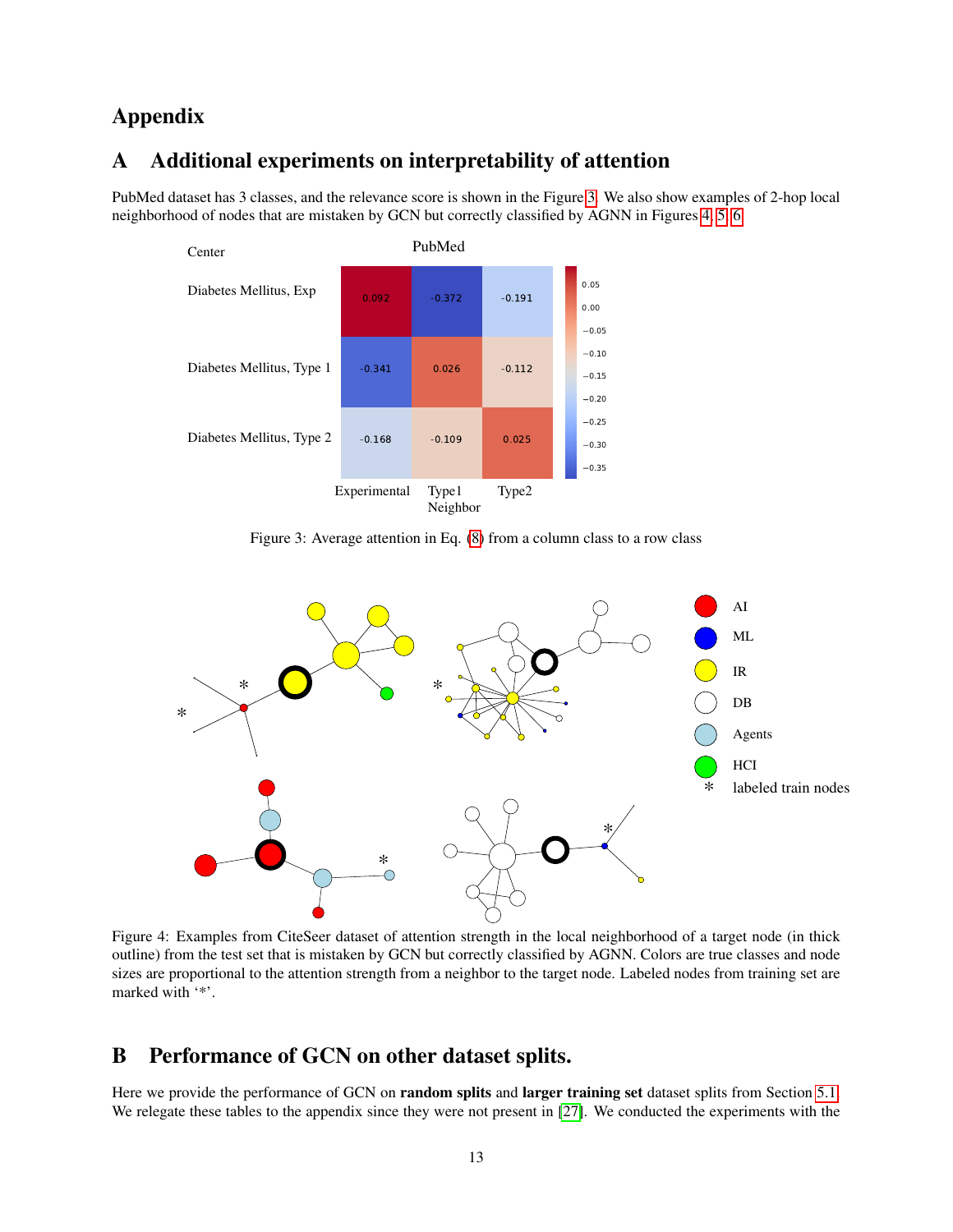# Appendix

## A Additional experiments on interpretability of attention

PubMed dataset has 3 classes, and the relevance score is shown in the Figure 3. We also show examples of 2-hop local neighborhood of nodes that are mistaken by GCN but correctly classified by AGNN in Figures 4, 5, 6.

| Center | Experimental | Type1 | Type2 |
|---|---|---|---|
| Diabetes Mellitus, Exp | 0.092 | -0.372 | -0.191 |
| Diabetes Mellitus, Type 1 | -0.341 | 0.026 | -0.112 |
| Diabetes Mellitus, Type 2 | -0.168 | -0.109 | 0.025 |

Figure 3: Average attention in Eq. (8) from a column class to a row class

Figure 4: Examples from CiteSeer dataset of attention strength in the local neighborhood of a target node (in thick outline) from the test set that is mistaken by GCN but correctly classified by AGNN. Colors are true classes and node sizes are proportional to the attention strength from a neighbor to the target node. Labeled nodes from training set are marked with '*'.

## B Performance of GCN on other dataset splits.

Here we provide the performance of GCN on **random splits** and **larger training set** dataset splits from Section 5.1. We relegate these tables to the appendix since they were not present in [27]. We conducted the experiments with the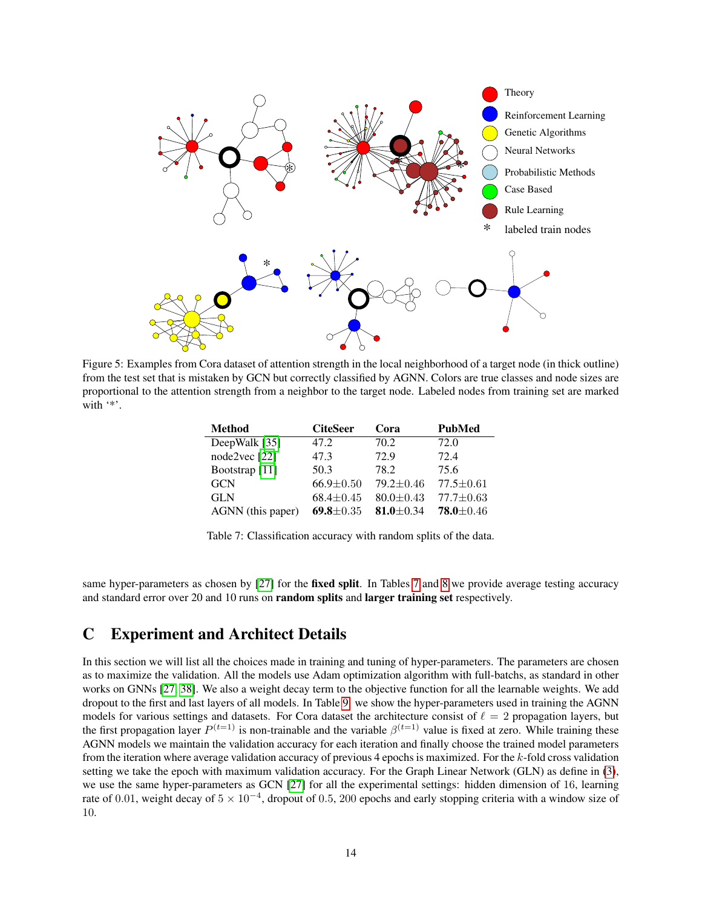Figure 5: Examples from Cora dataset of attention strength in the local neighborhood of a target node (in thick outline) from the test set that is mistaken by GCN but correctly classified by AGNN. Colors are true classes and node sizes are proportional to the attention strength from a neighbor to the target node. Labeled nodes from training set are marked with '*'.

| Method | CiteSeer | Cora | PubMed |
|---|---|---|---|
| DeepWalk [35] | 47.2 | 70.2 | 72.0 |
| node2vec [22] | 47.3 | 72.9 | 72.4 |
| Bootstrap [11] | 50.3 | 78.2 | 75.6 |
| GCN | 66.9±0.50 | 79.2±0.46 | 77.5±0.61 |
| GLN | 68.4±0.45 | 80.0±0.43 | 77.7±0.63 |
| AGNN (this paper) | **69.8**±0.35 | **81.0**±0.34 | **78.0**±0.46 |

Table 7: Classification accuracy with random splits of the data.

same hyper-parameters as chosen by [27] for the **fixed split**. In Tables 7 and 8 we provide average testing accuracy and standard error over 20 and 10 runs on **random splits** and **larger training set** respectively.

## C Experiment and Architect Details

In this section we will list all the choices made in training and tuning of hyper-parameters. The parameters are chosen as to maximize the validation. All the models use Adam optimization algorithm with full-batchs, as standard in other works on GNNs [27, 38]. We also a weight decay term to the objective function for all the learnable weights. We add dropout to the first and last layers of all models. In Table 9. we show the hyper-parameters used in training the AGNN models for various settings and datasets. For Cora dataset the architecture consist of $\ell = 2$ propagation layers, but the first propagation layer $P^{(t=1)}$ is non-trainable and the variable $\beta^{(t=1)}$ value is fixed at zero. While training these AGNN models we maintain the validation accuracy for each iteration and finally choose the trained model parameters from the iteration where average validation accuracy of previous 4 epochs is maximized. For the $k$-fold cross validation setting we take the epoch with maximum validation accuracy. For the Graph Linear Network (GLN) as define in (3), we use the same hyper-parameters as GCN [27] for all the experimental settings: hidden dimension of 16, learning rate of 0.01, weight decay of $5 \times 10^{-4}$, dropout of 0.5, 200 epochs and early stopping criteria with a window size of 10.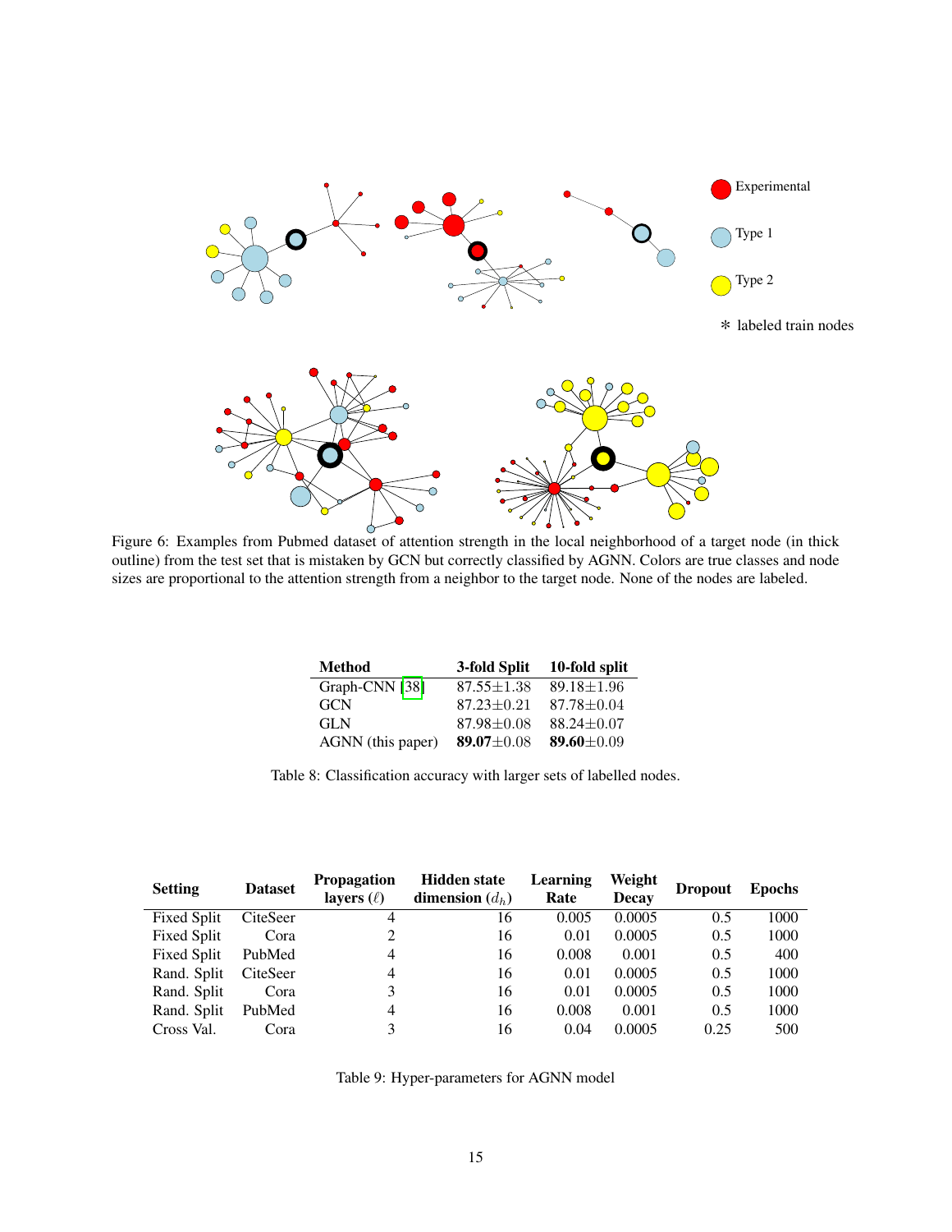Experimental

Type 1

Type 2

* labeled train nodes

Figure 6: Examples from Pubmed dataset of attention strength in the local neighborhood of a target node (in thick outline) from the test set that is mistaken by GCN but correctly classified by AGNN. Colors are true classes and node sizes are proportional to the attention strength from a neighbor to the target node. None of the nodes are labeled.

| Method | 3-fold Split | 10-fold split |
|---|---|---|
| Graph-CNN [38] | 87.55±1.38 | 89.18±1.96 |
| GCN | 87.23±0.21 | 87.78±0.04 |
| GLN | 87.98±0.08 | 88.24±0.07 |
| AGNN (this paper) | **89.07**±0.08 | **89.60**±0.09 |

Table 8: Classification accuracy with larger sets of labelled nodes.

| Setting | Dataset | Propagation layers ($\ell$) | Hidden state dimension ($d_h$) | Learning Rate | Weight Decay | Dropout | Epochs |
|---|---|---|---|---|---|---|---|
| Fixed Split | CiteSeer | 4 | 16 | 0.005 | 0.0005 | 0.5 | 1000 |
| Fixed Split | Cora | 2 | 16 | 0.01 | 0.0005 | 0.5 | 1000 |
| Fixed Split | PubMed | 4 | 16 | 0.008 | 0.001 | 0.5 | 400 |
| Rand. Split | CiteSeer | 4 | 16 | 0.01 | 0.0005 | 0.5 | 1000 |
| Rand. Split | Cora | 3 | 16 | 0.01 | 0.0005 | 0.5 | 1000 |
| Rand. Split | PubMed | 4 | 16 | 0.008 | 0.001 | 0.5 | 1000 |
| Cross Val. | Cora | 3 | 16 | 0.04 | 0.0005 | 0.25 | 500 |

Table 9: Hyper-parameters for AGNN model